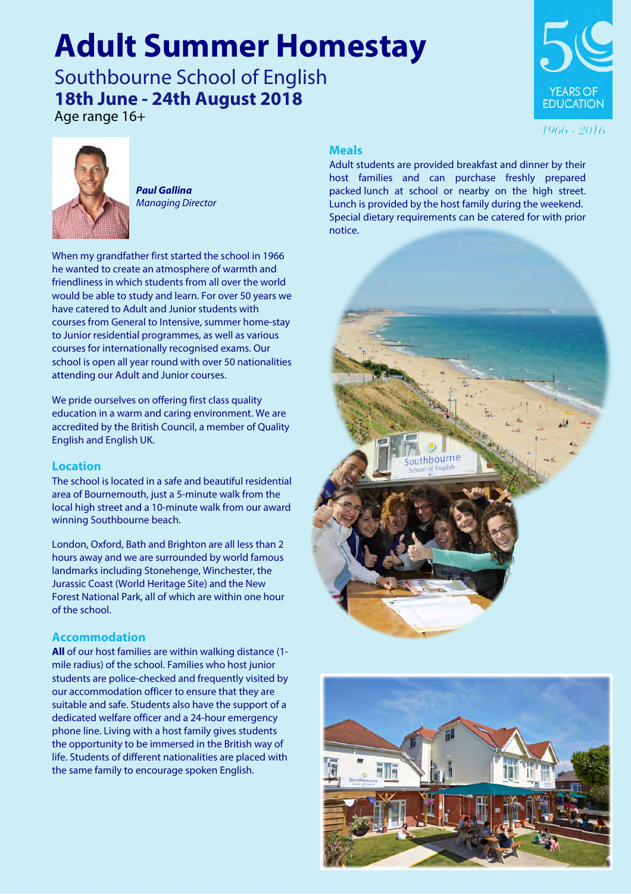# Adult Summer Homestay

## Southbourne School of English

**18th June - 24th August 2018**

Age range 16+

50 YEARS OF EDUCATION

1966 - 2016

***Paul Gallina***
*Managing Director*

When my grandfather first started the school in 1966 he wanted to create an atmosphere of warmth and friendliness in which students from all over the world would be able to study and learn. For over 50 years we have catered to Adult and Junior students with courses from General to Intensive, summer home-stay to Junior residential programmes, as well as various courses for internationally recognised exams. Our school is open all year round with over 50 nationalities attending our Adult and Junior courses.

We pride ourselves on offering first class quality education in a warm and caring environment. We are accredited by the British Council, a member of Quality English and English UK.

### Location

The school is located in a safe and beautiful residential area of Bournemouth, just a 5-minute walk from the local high street and a 10-minute walk from our award winning Southbourne beach.

London, Oxford, Bath and Brighton are all less than 2 hours away and we are surrounded by world famous landmarks including Stonehenge, Winchester, the Jurassic Coast (World Heritage Site) and the New Forest National Park, all of which are within one hour of the school.

### Accommodation

**All** of our host families are within walking distance (1-mile radius) of the school. Families who host junior students are police-checked and frequently visited by our accommodation officer to ensure that they are suitable and safe. Students also have the support of a dedicated welfare officer and a 24-hour emergency phone line. Living with a host family gives students the opportunity to be immersed in the British way of life. Students of different nationalities are placed with the same family to encourage spoken English.

### Meals

Adult students are provided breakfast and dinner by their host families and can purchase freshly prepared packed lunch at school or nearby on the high street. Lunch is provided by the host family during the weekend. Special dietary requirements can be catered for with prior notice.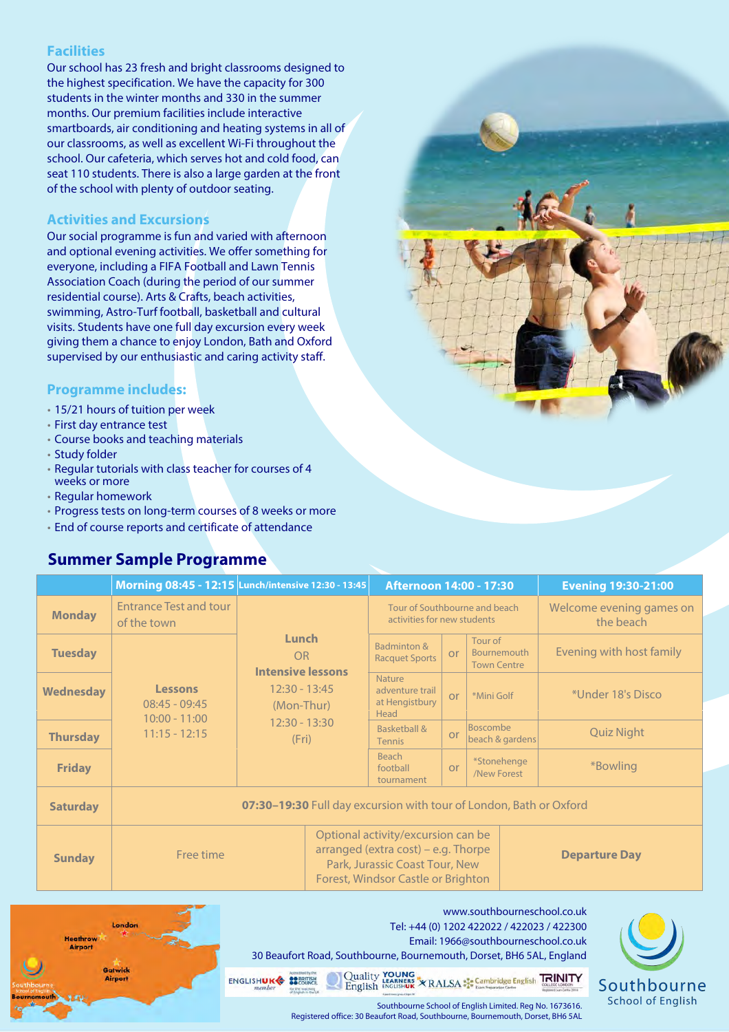## Facilities

Our school has 23 fresh and bright classrooms designed to the highest specification. We have the capacity for 300 students in the winter months and 330 in the summer months. Our premium facilities include interactive smartboards, air conditioning and heating systems in all of our classrooms, as well as excellent Wi-Fi throughout the school. Our cafeteria, which serves hot and cold food, can seat 110 students. There is also a large garden at the front of the school with plenty of outdoor seating.

## Activities and Excursions

Our social programme is fun and varied with afternoon and optional evening activities. We offer something for everyone, including a FIFA Football and Lawn Tennis Association Coach (during the period of our summer residential course). Arts & Crafts, beach activities, swimming, Astro-Turf football, basketball and cultural visits. Students have one full day excursion every week giving them a chance to enjoy London, Bath and Oxford supervised by our enthusiastic and caring activity staff.

## Programme includes:

- 15/21 hours of tuition per week
- First day entrance test
- Course books and teaching materials
- Study folder
- Regular tutorials with class teacher for courses of 4 weeks or more
- Regular homework
- Progress tests on long-term courses of 8 weeks or more
- End of course reports and certificate of attendance

## Summer Sample Programme

| | Morning 08:45 - 12:15 | Lunch/intensive 12:30 - 13:45 | Afternoon 14:00 - 17:30 | | | Evening 19:30-21:00 |
|---|---|---|---|---|---|---|
| **Monday** | Entrance Test and tour of the town | **Lunch** OR **Intensive lessons** 12:30 - 13:45 (Mon-Thur) 12:30 - 13:30 (Fri) | Tour of Southbourne and beach activities for new students | | | Welcome evening games on the beach |
| **Tuesday** | **Lessons** 08:45 - 09:45 10:00 - 11:00 11:15 - 12:15 | | Badminton & Racquet Sports | or | Tour of Bournemouth Town Centre | Evening with host family |
| **Wednesday** | | | Nature adventure trail at Hengistbury Head | or | *Mini Golf | *Under 18's Disco |
| **Thursday** | | | Basketball & Tennis | or | Boscombe beach & gardens | Quiz Night |
| **Friday** | | | Beach football tournament | or | *Stonehenge /New Forest | *Bowling |
| **Saturday** | **07:30–19:30** Full day excursion with tour of London, Bath or Oxford | | | | | |
| **Sunday** | Free time | | Optional activity/excursion can be arranged (extra cost) – e.g. Thorpe Park, Jurassic Coast Tour, New Forest, Windsor Castle or Brighton | | | **Departure Day** |

London
Heathrow Airport
Gatwick Airport
Southbourne School of English
Bournemouth

www.southbourneschool.co.uk
Tel: +44 (0) 1202 422022 / 422023 / 422300
Email: 1966@southbourneschool.co.uk
30 Beaufort Road, Southbourne, Bournemouth, Dorset, BH6 5AL, England

ENGLISHUK member | Accredited by the British Council for the teaching of English in the UK | Quality English | Young Learners EnglishUK | RALSA | Cambridge English Exam Preparation Centre | Trinity College London

Southbourne School of English Limited. Reg No. 1673616.
Registered office: 30 Beaufort Road, Southbourne, Bournemouth, Dorset, BH6 5AL

Southbourne School of English